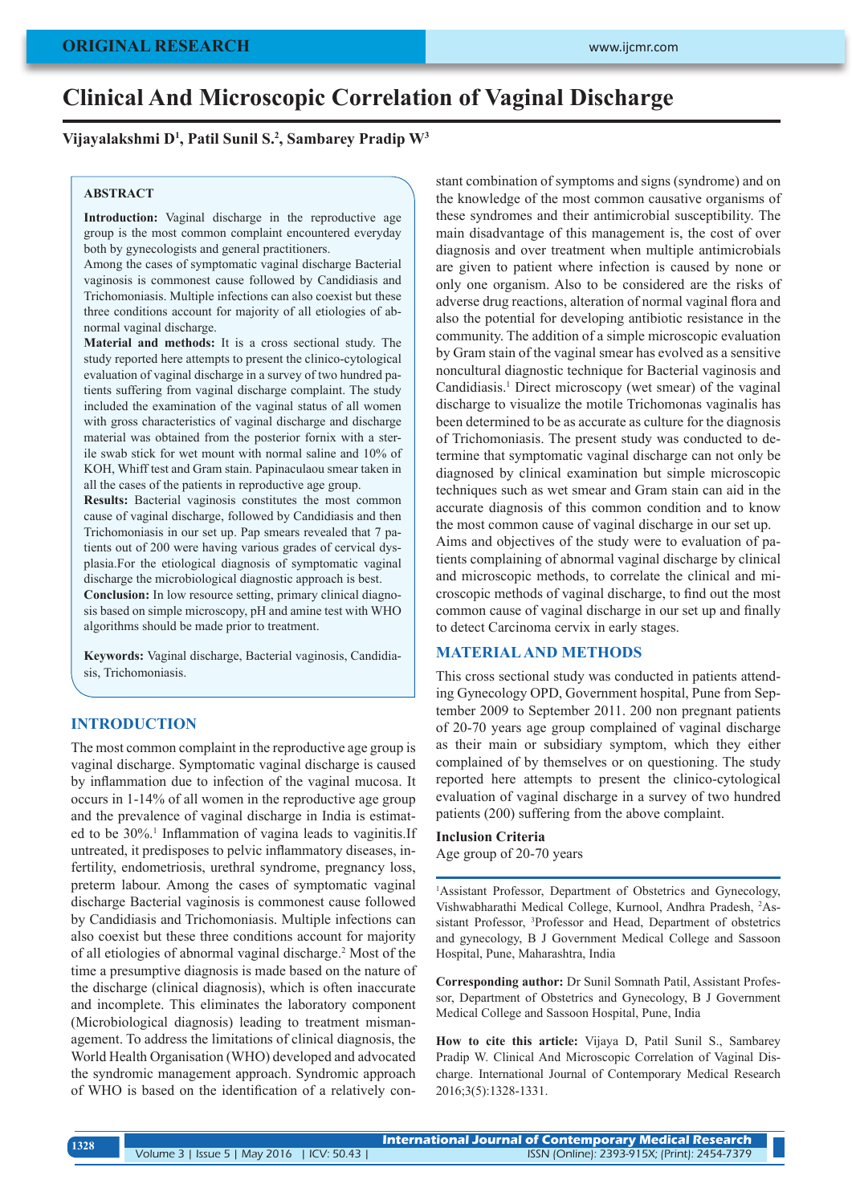# Clinical And Microscopic Correlation of Vaginal Discharge

**Vijayalakshmi D[1], Patil Sunil S.[2], Sambarey Pradip W[3]**

## ABSTRACT

**Introduction:** Vaginal discharge in the reproductive age group is the most common complaint encountered everyday both by gynecologists and general practitioners.

Among the cases of symptomatic vaginal discharge Bacterial vaginosis is commonest cause followed by Candidiasis and Trichomoniasis. Multiple infections can also coexist but these three conditions account for majority of all etiologies of abnormal vaginal discharge.

**Material and methods:** It is a cross sectional study. The study reported here attempts to present the clinico-cytological evaluation of vaginal discharge in a survey of two hundred patients suffering from vaginal discharge complaint. The study included the examination of the vaginal status of all women with gross characteristics of vaginal discharge and discharge material was obtained from the posterior fornix with a sterile swab stick for wet mount with normal saline and 10% of KOH, Whiff test and Gram stain. Papinaculaou smear taken in all the cases of the patients in reproductive age group.

**Results:** Bacterial vaginosis constitutes the most common cause of vaginal discharge, followed by Candidiasis and then Trichomoniasis in our set up. Pap smears revealed that 7 patients out of 200 were having various grades of cervical dysplasia.For the etiological diagnosis of symptomatic vaginal discharge the microbiological diagnostic approach is best.

**Conclusion:** In low resource setting, primary clinical diagnosis based on simple microscopy, pH and amine test with WHO algorithms should be made prior to treatment.

**Keywords:** Vaginal discharge, Bacterial vaginosis, Candidiasis, Trichomoniasis.

## INTRODUCTION

The most common complaint in the reproductive age group is vaginal discharge. Symptomatic vaginal discharge is caused by inflammation due to infection of the vaginal mucosa. It occurs in 1-14% of all women in the reproductive age group and the prevalence of vaginal discharge in India is estimated to be 30%.[1] Inflammation of vagina leads to vaginitis.If untreated, it predisposes to pelvic inflammatory diseases, infertility, endometriosis, urethral syndrome, pregnancy loss, preterm labour. Among the cases of symptomatic vaginal discharge Bacterial vaginosis is commonest cause followed by Candidiasis and Trichomoniasis. Multiple infections can also coexist but these three conditions account for majority of all etiologies of abnormal vaginal discharge.[2] Most of the time a presumptive diagnosis is made based on the nature of the discharge (clinical diagnosis), which is often inaccurate and incomplete. This eliminates the laboratory component (Microbiological diagnosis) leading to treatment mismanagement. To address the limitations of clinical diagnosis, the World Health Organisation (WHO) developed and advocated the syndromic management approach. Syndromic approach of WHO is based on the identification of a relatively constant combination of symptoms and signs (syndrome) and on the knowledge of the most common causative organisms of these syndromes and their antimicrobial susceptibility. The main disadvantage of this management is, the cost of over diagnosis and over treatment when multiple antimicrobials are given to patient where infection is caused by none or only one organism. Also to be considered are the risks of adverse drug reactions, alteration of normal vaginal flora and also the potential for developing antibiotic resistance in the community. The addition of a simple microscopic evaluation by Gram stain of the vaginal smear has evolved as a sensitive noncultural diagnostic technique for Bacterial vaginosis and Candidiasis.[1] Direct microscopy (wet smear) of the vaginal discharge to visualize the motile Trichomonas vaginalis has been determined to be as accurate as culture for the diagnosis of Trichomoniasis. The present study was conducted to determine that symptomatic vaginal discharge can not only be diagnosed by clinical examination but simple microscopic techniques such as wet smear and Gram stain can aid in the accurate diagnosis of this common condition and to know the most common cause of vaginal discharge in our set up.

Aims and objectives of the study were to evaluation of patients complaining of abnormal vaginal discharge by clinical and microscopic methods, to correlate the clinical and microscopic methods of vaginal discharge, to find out the most common cause of vaginal discharge in our set up and finally to detect Carcinoma cervix in early stages.

## MATERIAL AND METHODS

This cross sectional study was conducted in patients attending Gynecology OPD, Government hospital, Pune from September 2009 to September 2011. 200 non pregnant patients of 20-70 years age group complained of vaginal discharge as their main or subsidiary symptom, which they either complained of by themselves or on questioning. The study reported here attempts to present the clinico-cytological evaluation of vaginal discharge in a survey of two hundred patients (200) suffering from the above complaint.

### Inclusion Criteria

Age group of 20-70 years

[1]Assistant Professor, Department of Obstetrics and Gynecology, Vishwabharathi Medical College, Kurnool, Andhra Pradesh, [2]Assistant Professor, [3]Professor and Head, Department of obstetrics and gynecology, B J Government Medical College and Sassoon Hospital, Pune, Maharashtra, India

**Corresponding author:** Dr Sunil Somnath Patil, Assistant Professor, Department of Obstetrics and Gynecology, B J Government Medical College and Sassoon Hospital, Pune, India

**How to cite this article:** Vijaya D, Patil Sunil S., Sambarey Pradip W. Clinical And Microscopic Correlation of Vaginal Discharge. International Journal of Contemporary Medical Research 2016;3(5):1328-1331.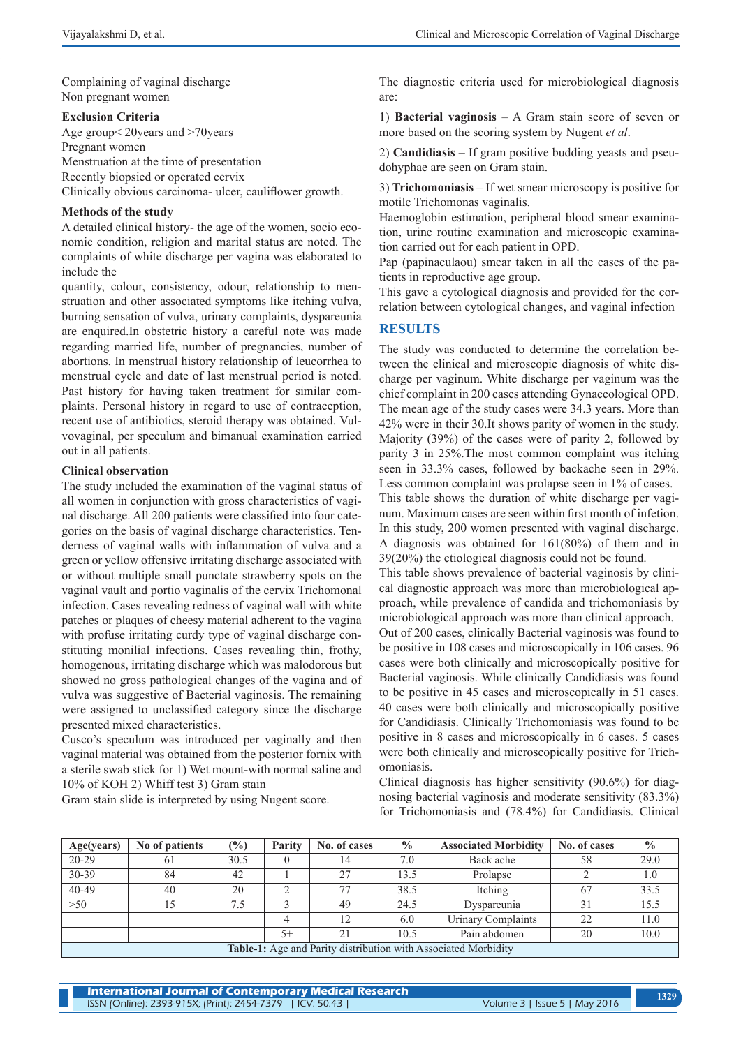Complaining of vaginal discharge
Non pregnant women

**Exclusion Criteria**

Age group< 20years and >70years
Pregnant women
Menstruation at the time of presentation
Recently biopsied or operated cervix
Clinically obvious carcinoma- ulcer, cauliflower growth.

**Methods of the study**

A detailed clinical history- the age of the women, socio economic condition, religion and marital status are noted. The complaints of white discharge per vagina was elaborated to include the

quantity, colour, consistency, odour, relationship to menstruation and other associated symptoms like itching vulva, burning sensation of vulva, urinary complaints, dyspareunia are enquired.In obstetric history a careful note was made regarding married life, number of pregnancies, number of abortions. In menstrual history relationship of leucorrhea to menstrual cycle and date of last menstrual period is noted. Past history for having taken treatment for similar complaints. Personal history in regard to use of contraception, recent use of antibiotics, steroid therapy was obtained. Vulvovaginal, per speculum and bimanual examination carried out in all patients.

**Clinical observation**

The study included the examination of the vaginal status of all women in conjunction with gross characteristics of vaginal discharge. All 200 patients were classified into four categories on the basis of vaginal discharge characteristics. Tenderness of vaginal walls with inflammation of vulva and a green or yellow offensive irritating discharge associated with or without multiple small punctate strawberry spots on the vaginal vault and portio vaginalis of the cervix Trichomonal infection. Cases revealing redness of vaginal wall with white patches or plaques of cheesy material adherent to the vagina with profuse irritating curdy type of vaginal discharge constituting monilial infections. Cases revealing thin, frothy, homogenous, irritating discharge which was malodorous but showed no gross pathological changes of the vagina and of vulva was suggestive of Bacterial vaginosis. The remaining were assigned to unclassified category since the discharge presented mixed characteristics.

Cusco's speculum was introduced per vaginally and then vaginal material was obtained from the posterior fornix with a sterile swab stick for 1) Wet mount-with normal saline and 10% of KOH 2) Whiff test 3) Gram stain

Gram stain slide is interpreted by using Nugent score.

The diagnostic criteria used for microbiological diagnosis are:

1) **Bacterial vaginosis** – A Gram stain score of seven or more based on the scoring system by Nugent *et al*.

2) **Candidiasis** – If gram positive budding yeasts and pseudohyphae are seen on Gram stain.

3) **Trichomoniasis** – If wet smear microscopy is positive for motile Trichomonas vaginalis.

Haemoglobin estimation, peripheral blood smear examination, urine routine examination and microscopic examination carried out for each patient in OPD.

Pap (papinaculaou) smear taken in all the cases of the patients in reproductive age group.

This gave a cytological diagnosis and provided for the correlation between cytological changes, and vaginal infection

## RESULTS

The study was conducted to determine the correlation between the clinical and microscopic diagnosis of white discharge per vaginum. White discharge per vaginum was the chief complaint in 200 cases attending Gynaecological OPD. The mean age of the study cases were 34.3 years. More than 42% were in their 30.It shows parity of women in the study. Majority (39%) of the cases were of parity 2, followed by parity 3 in 25%.The most common complaint was itching seen in 33.3% cases, followed by backache seen in 29%. Less common complaint was prolapse seen in 1% of cases.

This table shows the duration of white discharge per vaginum. Maximum cases are seen within first month of infetion. In this study, 200 women presented with vaginal discharge. A diagnosis was obtained for 161(80%) of them and in 39(20%) the etiological diagnosis could not be found.

This table shows prevalence of bacterial vaginosis by clinical diagnostic approach was more than microbiological approach, while prevalence of candida and trichomoniasis by microbiological approach was more than clinical approach.

Out of 200 cases, clinically Bacterial vaginosis was found to be positive in 108 cases and microscopically in 106 cases. 96 cases were both clinically and microscopically positive for Bacterial vaginosis. While clinically Candidiasis was found to be positive in 45 cases and microscopically in 51 cases. 40 cases were both clinically and microscopically positive for Candidiasis. Clinically Trichomoniasis was found to be positive in 8 cases and microscopically in 6 cases. 5 cases were both clinically and microscopically positive for Trichomoniasis.

Clinical diagnosis has higher sensitivity (90.6%) for diagnosing bacterial vaginosis and moderate sensitivity (83.3%) for Trichomoniasis and (78.4%) for Candidiasis. Clinical

| Age(years) | No of patients | (%) | Parity | No. of cases | % | Associated Morbidity | No. of cases | % |
|---|---|---|---|---|---|---|---|---|
| 20-29 | 61 | 30.5 | 0 | 14 | 7.0 | Back ache | 58 | 29.0 |
| 30-39 | 84 | 42 | 1 | 27 | 13.5 | Prolapse | 2 | 1.0 |
| 40-49 | 40 | 20 | 2 | 77 | 38.5 | Itching | 67 | 33.5 |
| >50 | 15 | 7.5 | 3 | 49 | 24.5 | Dyspareunia | 31 | 15.5 |
| | | | 4 | 12 | 6.0 | Urinary Complaints | 22 | 11.0 |
| | | | 5+ | 21 | 10.5 | Pain abdomen | 20 | 10.0 |

**Table-1:** Age and Parity distribution with Associated Morbidity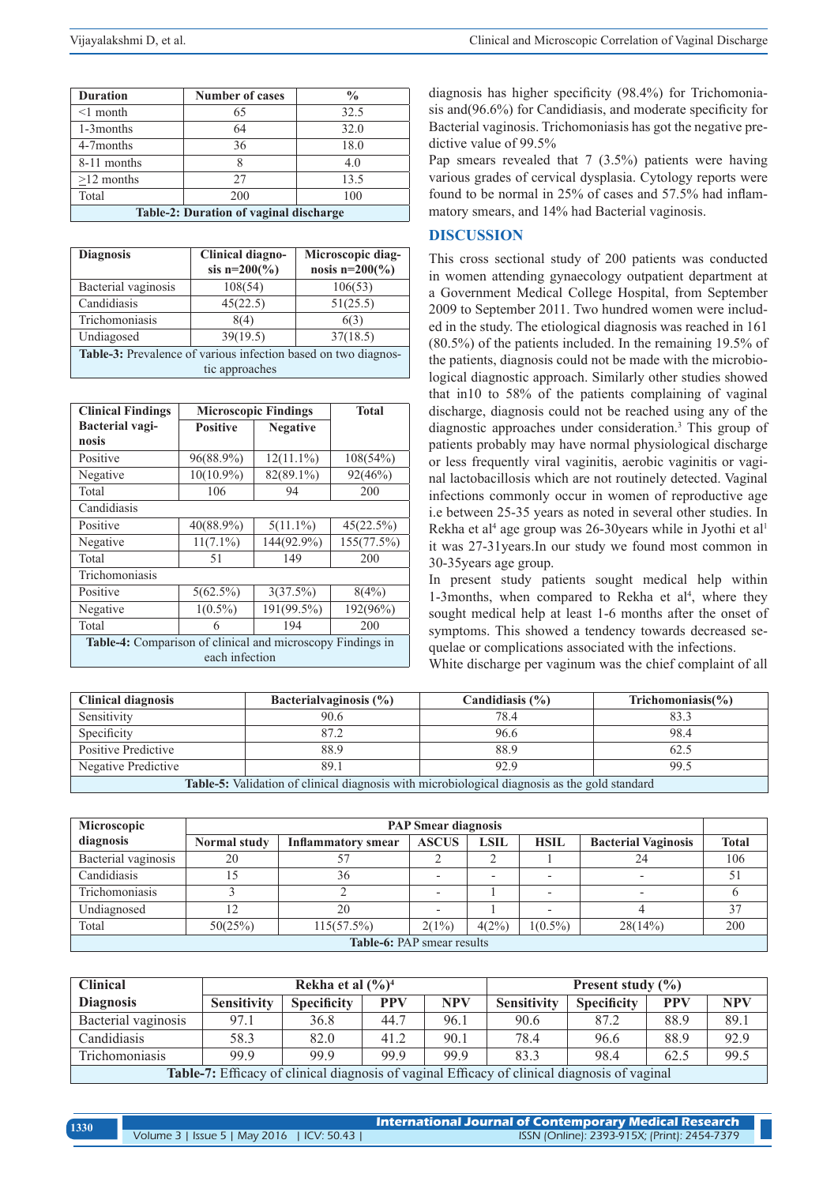| Duration | Number of cases | % |
|---|---|---|
| <1 month | 65 | 32.5 |
| 1-3months | 64 | 32.0 |
| 4-7months | 36 | 18.0 |
| 8-11 months | 8 | 4.0 |
| ≥12 months | 27 | 13.5 |
| Total | 200 | 100 |

**Table-2: Duration of vaginal discharge**

| Diagnosis | Clinical diagnosis n=200(%) | Microscopic diagnosis n=200(%) |
|---|---|---|
| Bacterial vaginosis | 108(54) | 106(53) |
| Candidiasis | 45(22.5) | 51(25.5) |
| Trichomoniasis | 8(4) | 6(3) |
| Undiagosed | 39(19.5) | 37(18.5) |

**Table-3:** Prevalence of various infection based on two diagnostic approaches

| Clinical Findings | Microscopic Findings | | Total |
|---|---|---|---|
| Bacterial vaginosis | Positive | Negative | |
| Positive | 96(88.9%) | 12(11.1%) | 108(54%) |
| Negative | 10(10.9%) | 82(89.1%) | 92(46%) |
| Total | 106 | 94 | 200 |
| Candidiasis | | | |
| Positive | 40(88.9%) | 5(11.1%) | 45(22.5%) |
| Negative | 11(7.1%) | 144(92.9%) | 155(77.5%) |
| Total | 51 | 149 | 200 |
| Trichomoniasis | | | |
| Positive | 5(62.5%) | 3(37.5%) | 8(4%) |
| Negative | 1(0.5%) | 191(99.5%) | 192(96%) |
| Total | 6 | 194 | 200 |

**Table-4:** Comparison of clinical and microscopy Findings in each infection

diagnosis has higher specificity (98.4%) for Trichomoniasis and(96.6%) for Candidiasis, and moderate specificity for Bacterial vaginosis. Trichomoniasis has got the negative predictive value of 99.5%

Pap smears revealed that 7 (3.5%) patients were having various grades of cervical dysplasia. Cytology reports were found to be normal in 25% of cases and 57.5% had inflammatory smears, and 14% had Bacterial vaginosis.

## DISCUSSION

This cross sectional study of 200 patients was conducted in women attending gynaecology outpatient department at a Government Medical College Hospital, from September 2009 to September 2011. Two hundred women were included in the study. The etiological diagnosis was reached in 161 (80.5%) of the patients included. In the remaining 19.5% of the patients, diagnosis could not be made with the microbiological diagnostic approach. Similarly other studies showed that in10 to 58% of the patients complaining of vaginal discharge, diagnosis could not be reached using any of the diagnostic approaches under consideration.[3] This group of patients probably may have normal physiological discharge or less frequently viral vaginitis, aerobic vaginitis or vaginal lactobacillosis which are not routinely detected. Vaginal infections commonly occur in women of reproductive age i.e between 25-35 years as noted in several other studies. In Rekha et al[4] age group was 26-30years while in Jyothi et al[1] it was 27-31years.In our study we found most common in 30-35years age group.

In present study patients sought medical help within 1-3months, when compared to Rekha et al[4], where they sought medical help at least 1-6 months after the onset of symptoms. This showed a tendency towards decreased sequelae or complications associated with the infections.

White discharge per vaginum was the chief complaint of all

| Clinical diagnosis | Bacterialvaginosis (%) | Candidiasis (%) | Trichomoniasis(%) |
|---|---|---|---|
| Sensitivity | 90.6 | 78.4 | 83.3 |
| Specificity | 87.2 | 96.6 | 98.4 |
| Positive Predictive | 88.9 | 88.9 | 62.5 |
| Negative Predictive | 89.1 | 92.9 | 99.5 |

**Table-5:** Validation of clinical diagnosis with microbiological diagnosis as the gold standard

| Microscopic diagnosis | PAP Smear diagnosis | | | | | | Total |
|---|---|---|---|---|---|---|---|
| | Normal study | Inflammatory smear | ASCUS | LSIL | HSIL | Bacterial Vaginosis | |
| Bacterial vaginosis | 20 | 57 | 2 | 2 | 1 | 24 | 106 |
| Candidiasis | 15 | 36 | - | - | - | - | 51 |
| Trichomoniasis | 3 | 2 | - | 1 | - | - | 6 |
| Undiagnosed | 12 | 20 | - | 1 | - | 4 | 37 |
| Total | 50(25%) | 115(57.5%) | 2(1%) | 4(2%) | 1(0.5%) | 28(14%) | 200 |

**Table-6:** PAP smear results

| Clinical Diagnosis | Rekha et al (%)[4] | | | | Present study (%) | | | |
|---|---|---|---|---|---|---|---|---|
| | Sensitivity | Specificity | PPV | NPV | Sensitivity | Specificity | PPV | NPV |
| Bacterial vaginosis | 97.1 | 36.8 | 44.7 | 96.1 | 90.6 | 87.2 | 88.9 | 89.1 |
| Candidiasis | 58.3 | 82.0 | 41.2 | 90.1 | 78.4 | 96.6 | 88.9 | 92.9 |
| Trichomoniasis | 99.9 | 99.9 | 99.9 | 99.9 | 83.3 | 98.4 | 62.5 | 99.5 |

**Table-7:** Efficacy of clinical diagnosis of vaginal Efficacy of clinical diagnosis of vaginal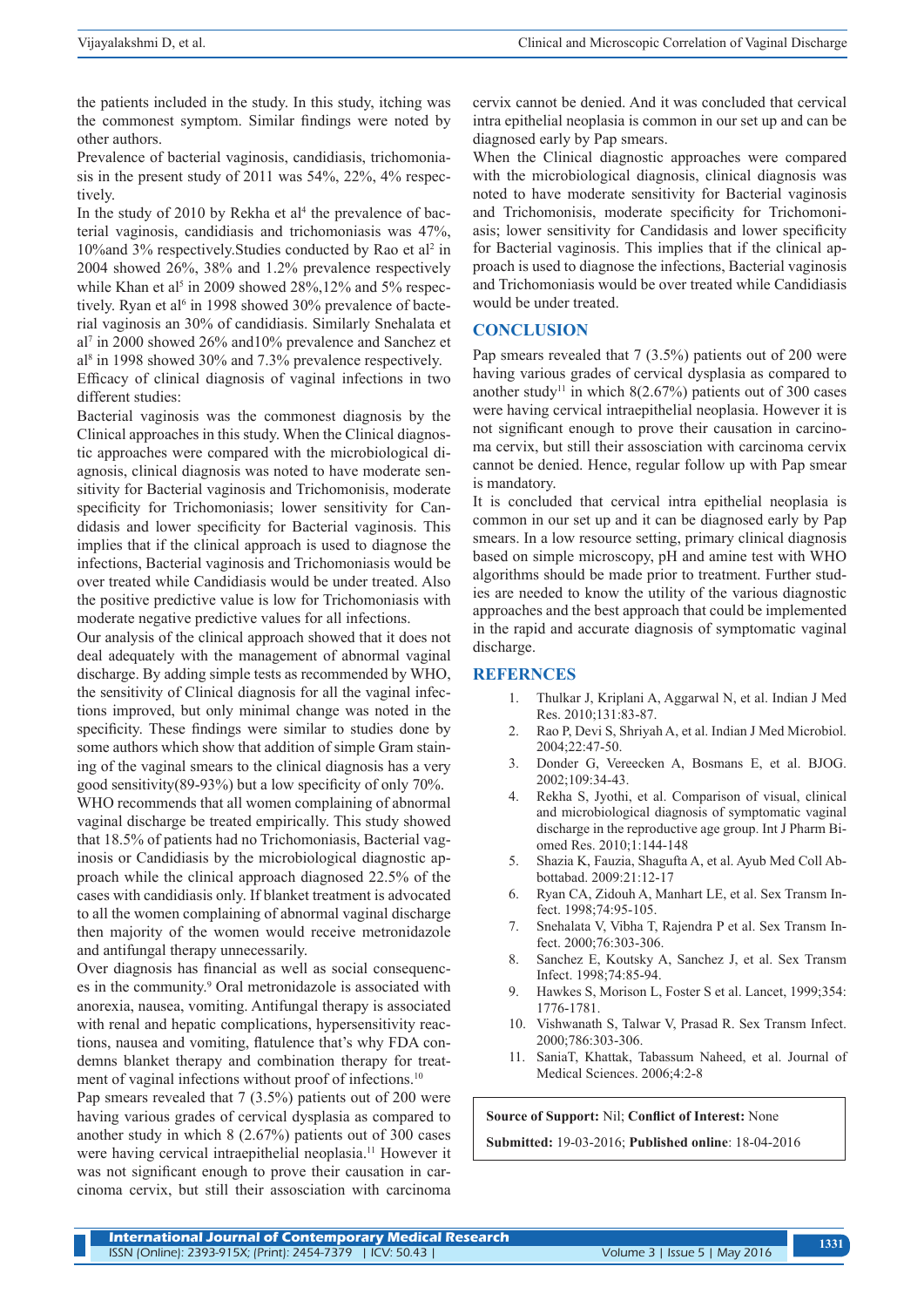the patients included in the study. In this study, itching was the commonest symptom. Similar findings were noted by other authors.

Prevalence of bacterial vaginosis, candidiasis, trichomoniasis in the present study of 2011 was 54%, 22%, 4% respectively.

In the study of 2010 by Rekha et al[4] the prevalence of bacterial vaginosis, candidiasis and trichomoniasis was 47%, 10%and 3% respectively.Studies conducted by Rao et al[2] in 2004 showed 26%, 38% and 1.2% prevalence respectively while Khan et al[5] in 2009 showed 28%,12% and 5% respectively. Ryan et al[6] in 1998 showed 30% prevalence of bacterial vaginosis an 30% of candidiasis. Similarly Snehalata et al[7] in 2000 showed 26% and10% prevalence and Sanchez et al[8] in 1998 showed 30% and 7.3% prevalence respectively.

Efficacy of clinical diagnosis of vaginal infections in two different studies:

Bacterial vaginosis was the commonest diagnosis by the Clinical approaches in this study. When the Clinical diagnostic approaches were compared with the microbiological diagnosis, clinical diagnosis was noted to have moderate sensitivity for Bacterial vaginosis and Trichomonisis, moderate specificity for Trichomoniasis; lower sensitivity for Candidasis and lower specificity for Bacterial vaginosis. This implies that if the clinical approach is used to diagnose the infections, Bacterial vaginosis and Trichomoniasis would be over treated while Candidiasis would be under treated. Also the positive predictive value is low for Trichomoniasis with moderate negative predictive values for all infections.

Our analysis of the clinical approach showed that it does not deal adequately with the management of abnormal vaginal discharge. By adding simple tests as recommended by WHO, the sensitivity of Clinical diagnosis for all the vaginal infections improved, but only minimal change was noted in the specificity. These findings were similar to studies done by some authors which show that addition of simple Gram staining of the vaginal smears to the clinical diagnosis has a very good sensitivity(89-93%) but a low specificity of only 70%.

WHO recommends that all women complaining of abnormal vaginal discharge be treated empirically. This study showed that 18.5% of patients had no Trichomoniasis, Bacterial vaginosis or Candidiasis by the microbiological diagnostic approach while the clinical approach diagnosed 22.5% of the cases with candidiasis only. If blanket treatment is advocated to all the women complaining of abnormal vaginal discharge then majority of the women would receive metronidazole and antifungal therapy unnecessarily.

Over diagnosis has financial as well as social consequences in the community.[9] Oral metronidazole is associated with anorexia, nausea, vomiting. Antifungal therapy is associated with renal and hepatic complications, hypersensitivity reactions, nausea and vomiting, flatulence that's why FDA condemns blanket therapy and combination therapy for treatment of vaginal infections without proof of infections.[10]

Pap smears revealed that 7 (3.5%) patients out of 200 were having various grades of cervical dysplasia as compared to another study in which 8 (2.67%) patients out of 300 cases were having cervical intraepithelial neoplasia.[11] However it was not significant enough to prove their causation in carcinoma cervix, but still their assosciation with carcinoma cervix cannot be denied. And it was concluded that cervical intra epithelial neoplasia is common in our set up and can be diagnosed early by Pap smears.

When the Clinical diagnostic approaches were compared with the microbiological diagnosis, clinical diagnosis was noted to have moderate sensitivity for Bacterial vaginosis and Trichomonisis, moderate specificity for Trichomoniasis; lower sensitivity for Candidasis and lower specificity for Bacterial vaginosis. This implies that if the clinical approach is used to diagnose the infections, Bacterial vaginosis and Trichomoniasis would be over treated while Candidiasis would be under treated.

## CONCLUSION

Pap smears revealed that 7 (3.5%) patients out of 200 were having various grades of cervical dysplasia as compared to another study[11] in which 8(2.67%) patients out of 300 cases were having cervical intraepithelial neoplasia. However it is not significant enough to prove their causation in carcinoma cervix, but still their assosciation with carcinoma cervix cannot be denied. Hence, regular follow up with Pap smear is mandatory.

It is concluded that cervical intra epithelial neoplasia is common in our set up and it can be diagnosed early by Pap smears. In a low resource setting, primary clinical diagnosis based on simple microscopy, pH and amine test with WHO algorithms should be made prior to treatment. Further studies are needed to know the utility of the various diagnostic approaches and the best approach that could be implemented in the rapid and accurate diagnosis of symptomatic vaginal discharge.

## REFERNCES

1. Thulkar J, Kriplani A, Aggarwal N, et al. Indian J Med Res. 2010;131:83-87.
2. Rao P, Devi S, Shriyah A, et al. Indian J Med Microbiol. 2004;22:47-50.
3. Donder G, Vereecken A, Bosmans E, et al. BJOG. 2002;109:34-43.
4. Rekha S, Jyothi, et al. Comparison of visual, clinical and microbiological diagnosis of symptomatic vaginal discharge in the reproductive age group. Int J Pharm Biomed Res. 2010;1:144-148
5. Shazia K, Fauzia, Shagufta A, et al. Ayub Med Coll Abbottabad. 2009:21:12-17
6. Ryan CA, Zidouh A, Manhart LE, et al. Sex Transm Infect. 1998;74:95-105.
7. Snehalata V, Vibha T, Rajendra P et al. Sex Transm Infect. 2000;76:303-306.
8. Sanchez E, Koutsky A, Sanchez J, et al. Sex Transm Infect. 1998;74:85-94.
9. Hawkes S, Morison L, Foster S et al. Lancet, 1999;354: 1776-1781.
10. Vishwanath S, Talwar V, Prasad R. Sex Transm Infect. 2000;786:303-306.
11. SaniaT, Khattak, Tabassum Naheed, et al. Journal of Medical Sciences. 2006;4:2-8

**Source of Support:** Nil; **Conflict of Interest:** None

**Submitted:** 19-03-2016; **Published online**: 18-04-2016